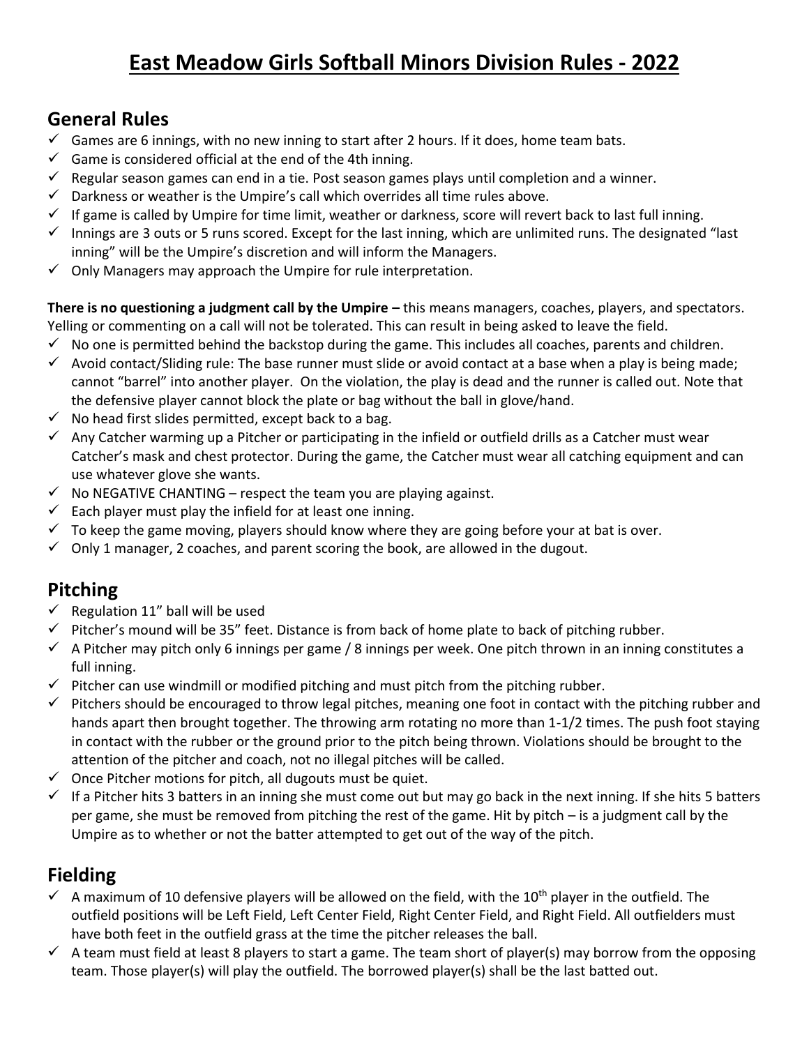# East Meadow Girls Softball Minors Division Rules - 2022

## General Rules

- ✓ Games are 6 innings, with no new inning to start after 2 hours. If it does, home team bats.
- ✓ Game is considered official at the end of the 4th inning.
- ✓ Regular season games can end in a tie. Post season games plays until completion and a winner.
- ✓ Darkness or weather is the Umpire's call which overrides all time rules above.
- ✓ If game is called by Umpire for time limit, weather or darkness, score will revert back to last full inning.
- ✓ Innings are 3 outs or 5 runs scored. Except for the last inning, which are unlimited runs. The designated "last inning" will be the Umpire's discretion and will inform the Managers.
- ✓ Only Managers may approach the Umpire for rule interpretation.

**There is no questioning a judgment call by the Umpire –** this means managers, coaches, players, and spectators. Yelling or commenting on a call will not be tolerated. This can result in being asked to leave the field.

- ✓ No one is permitted behind the backstop during the game. This includes all coaches, parents and children.
- ✓ Avoid contact/Sliding rule: The base runner must slide or avoid contact at a base when a play is being made; cannot "barrel" into another player. On the violation, the play is dead and the runner is called out. Note that the defensive player cannot block the plate or bag without the ball in glove/hand.
- ✓ No head first slides permitted, except back to a bag.
- ✓ Any Catcher warming up a Pitcher or participating in the infield or outfield drills as a Catcher must wear Catcher's mask and chest protector. During the game, the Catcher must wear all catching equipment and can use whatever glove she wants.
- ✓ No NEGATIVE CHANTING – respect the team you are playing against.
- ✓ Each player must play the infield for at least one inning.
- ✓ To keep the game moving, players should know where they are going before your at bat is over.
- ✓ Only 1 manager, 2 coaches, and parent scoring the book, are allowed in the dugout.

## Pitching

- ✓ Regulation 11" ball will be used
- ✓ Pitcher's mound will be 35" feet. Distance is from back of home plate to back of pitching rubber.
- ✓ A Pitcher may pitch only 6 innings per game / 8 innings per week. One pitch thrown in an inning constitutes a full inning.
- ✓ Pitcher can use windmill or modified pitching and must pitch from the pitching rubber.
- ✓ Pitchers should be encouraged to throw legal pitches, meaning one foot in contact with the pitching rubber and hands apart then brought together. The throwing arm rotating no more than 1-1/2 times. The push foot staying in contact with the rubber or the ground prior to the pitch being thrown. Violations should be brought to the attention of the pitcher and coach, not no illegal pitches will be called.
- ✓ Once Pitcher motions for pitch, all dugouts must be quiet.
- ✓ If a Pitcher hits 3 batters in an inning she must come out but may go back in the next inning. If she hits 5 batters per game, she must be removed from pitching the rest of the game. Hit by pitch – is a judgment call by the Umpire as to whether or not the batter attempted to get out of the way of the pitch.

## Fielding

- ✓ A maximum of 10 defensive players will be allowed on the field, with the 10th player in the outfield. The outfield positions will be Left Field, Left Center Field, Right Center Field, and Right Field. All outfielders must have both feet in the outfield grass at the time the pitcher releases the ball.
- ✓ A team must field at least 8 players to start a game. The team short of player(s) may borrow from the opposing team. Those player(s) will play the outfield. The borrowed player(s) shall be the last batted out.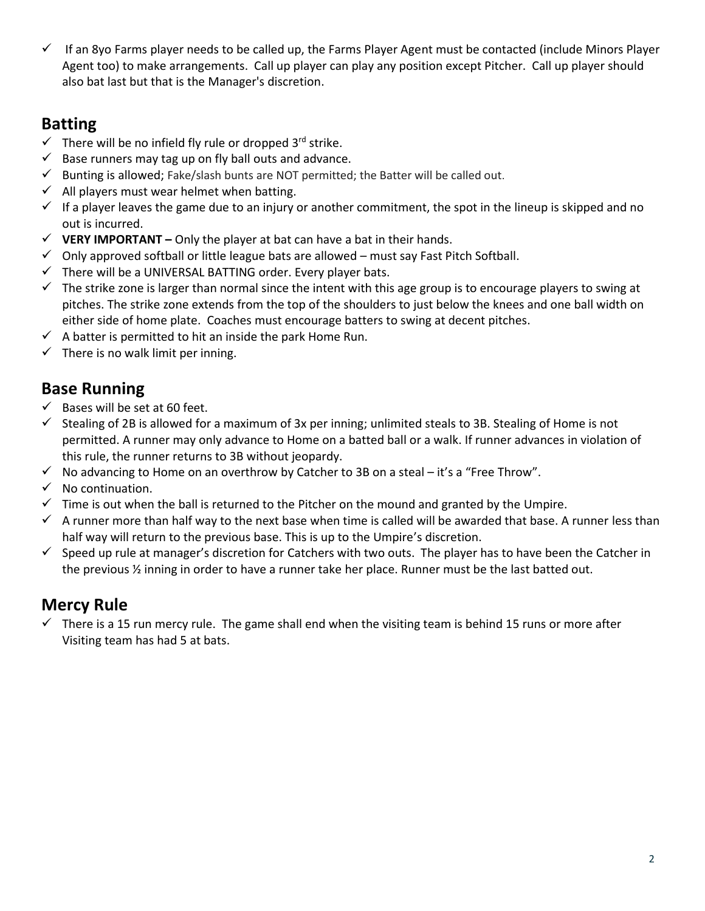- ✓ If an 8yo Farms player needs to be called up, the Farms Player Agent must be contacted (include Minors Player Agent too) to make arrangements. Call up player can play any position except Pitcher. Call up player should also bat last but that is the Manager's discretion.

## Batting

- ✓ There will be no infield fly rule or dropped 3rd strike.
- ✓ Base runners may tag up on fly ball outs and advance.
- ✓ Bunting is allowed; Fake/slash bunts are NOT permitted; the Batter will be called out.
- ✓ All players must wear helmet when batting.
- ✓ If a player leaves the game due to an injury or another commitment, the spot in the lineup is skipped and no out is incurred.
- ✓ **VERY IMPORTANT –** Only the player at bat can have a bat in their hands.
- ✓ Only approved softball or little league bats are allowed – must say Fast Pitch Softball.
- ✓ There will be a UNIVERSAL BATTING order. Every player bats.
- ✓ The strike zone is larger than normal since the intent with this age group is to encourage players to swing at pitches. The strike zone extends from the top of the shoulders to just below the knees and one ball width on either side of home plate. Coaches must encourage batters to swing at decent pitches.
- ✓ A batter is permitted to hit an inside the park Home Run.
- ✓ There is no walk limit per inning.

## Base Running

- ✓ Bases will be set at 60 feet.
- ✓ Stealing of 2B is allowed for a maximum of 3x per inning; unlimited steals to 3B. Stealing of Home is not permitted. A runner may only advance to Home on a batted ball or a walk. If runner advances in violation of this rule, the runner returns to 3B without jeopardy.
- ✓ No advancing to Home on an overthrow by Catcher to 3B on a steal – it's a "Free Throw".
- ✓ No continuation.
- ✓ Time is out when the ball is returned to the Pitcher on the mound and granted by the Umpire.
- ✓ A runner more than half way to the next base when time is called will be awarded that base. A runner less than half way will return to the previous base. This is up to the Umpire's discretion.
- ✓ Speed up rule at manager's discretion for Catchers with two outs. The player has to have been the Catcher in the previous ½ inning in order to have a runner take her place. Runner must be the last batted out.

## Mercy Rule

- ✓ There is a 15 run mercy rule. The game shall end when the visiting team is behind 15 runs or more after Visiting team has had 5 at bats.